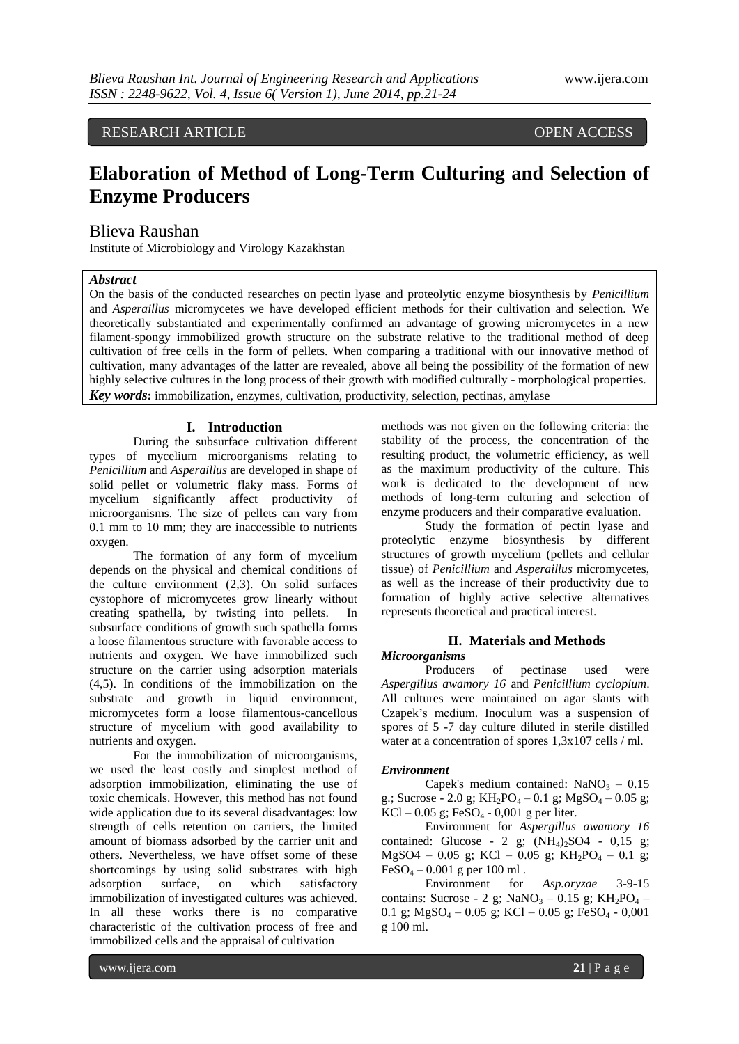RESEARCH ARTICLE OPEN ACCESS

# Elaboration of Method of Long-Term Culturing and Selection of Enzyme Producers

Blieva Raushan

Institute of Microbiology and Virology Kazakhstan

***Abstract***

On the basis of the conducted researches on pectin lyase and proteolytic enzyme biosynthesis by *Penicillium* and *Asperaillus* micromycetes we have developed efficient methods for their cultivation and selection. We theoretically substantiated and experimentally confirmed an advantage of growing micromycetes in a new filament-spongy immobilized growth structure on the substrate relative to the traditional method of deep cultivation of free cells in the form of pellets. When comparing a traditional with our innovative method of cultivation, many advantages of the latter are revealed, above all being the possibility of the formation of new highly selective cultures in the long process of their growth with modified culturally - morphological properties.

***Key words*:** immobilization, enzymes, cultivation, productivity, selection, pectinas, amylase

## I. Introduction

During the subsurface cultivation different types of mycelium microorganisms relating to *Penicillium* and *Asperaillus* are developed in shape of solid pellet or volumetric flaky mass. Forms of mycelium significantly affect productivity of microorganisms. The size of pellets can vary from 0.1 mm to 10 mm; they are inaccessible to nutrients oxygen.

The formation of any form of mycelium depends on the physical and chemical conditions of the culture environment (2,3). On solid surfaces cystophore of micromycetes grow linearly without creating spathella, by twisting into pellets. In subsurface conditions of growth such spathella forms a loose filamentous structure with favorable access to nutrients and oxygen. We have immobilized such structure on the carrier using adsorption materials (4,5). In conditions of the immobilization on the substrate and growth in liquid environment, micromycetes form a loose filamentous-cancellous structure of mycelium with good availability to nutrients and oxygen.

For the immobilization of microorganisms, we used the least costly and simplest method of adsorption immobilization, eliminating the use of toxic chemicals. However, this method has not found wide application due to its several disadvantages: low strength of cells retention on carriers, the limited amount of biomass adsorbed by the carrier unit and others. Nevertheless, we have offset some of these shortcomings by using solid substrates with high adsorption surface, on which satisfactory immobilization of investigated cultures was achieved. In all these works there is no comparative characteristic of the cultivation process of free and immobilized cells and the appraisal of cultivation methods was not given on the following criteria: the stability of the process, the concentration of the resulting product, the volumetric efficiency, as well as the maximum productivity of the culture. This work is dedicated to the development of new methods of long-term culturing and selection of enzyme producers and their comparative evaluation.

Study the formation of pectin lyase and proteolytic enzyme biosynthesis by different structures of growth mycelium (pellets and cellular tissue) of *Penicillium* and *Asperaillus* micromycetes, as well as the increase of their productivity due to formation of highly active selective alternatives represents theoretical and practical interest.

## II. Materials and Methods

***Microorganisms***

Producers of pectinase used were *Aspergillus awamory 16* and *Penicillium cyclopium*. All cultures were maintained on agar slants with Czapek's medium. Inoculum was a suspension of spores of 5 -7 day culture diluted in sterile distilled water at a concentration of spores 1,3x107 cells / ml.

***Environment***

Capek's medium contained: $NaNO_3$ – 0.15 g.; Sucrose - 2.0 g; $KH_2PO_4$ – 0.1 g; $MgSO_4$ – 0.05 g; KCl – 0.05 g; $FeSO_4$ - 0,001 g per liter.

Environment for *Aspergillus awamory 16* contained: Glucose - 2 g; $(NH_4)_2SO4$ - 0,15 g; MgSO4 – 0.05 g; KCl – 0.05 g; $KH_2PO_4$ – 0.1 g; $FeSO_4$ – 0.001 g per 100 ml .

Environment for *Asp.oryzae* 3-9-15 contains: Sucrose - 2 g; $NaNO_3$ – 0.15 g; $KH_2PO_4$ – 0.1 g; $MgSO_4$ – 0.05 g; KCl – 0.05 g; $FeSO_4$ - 0,001 g 100 ml.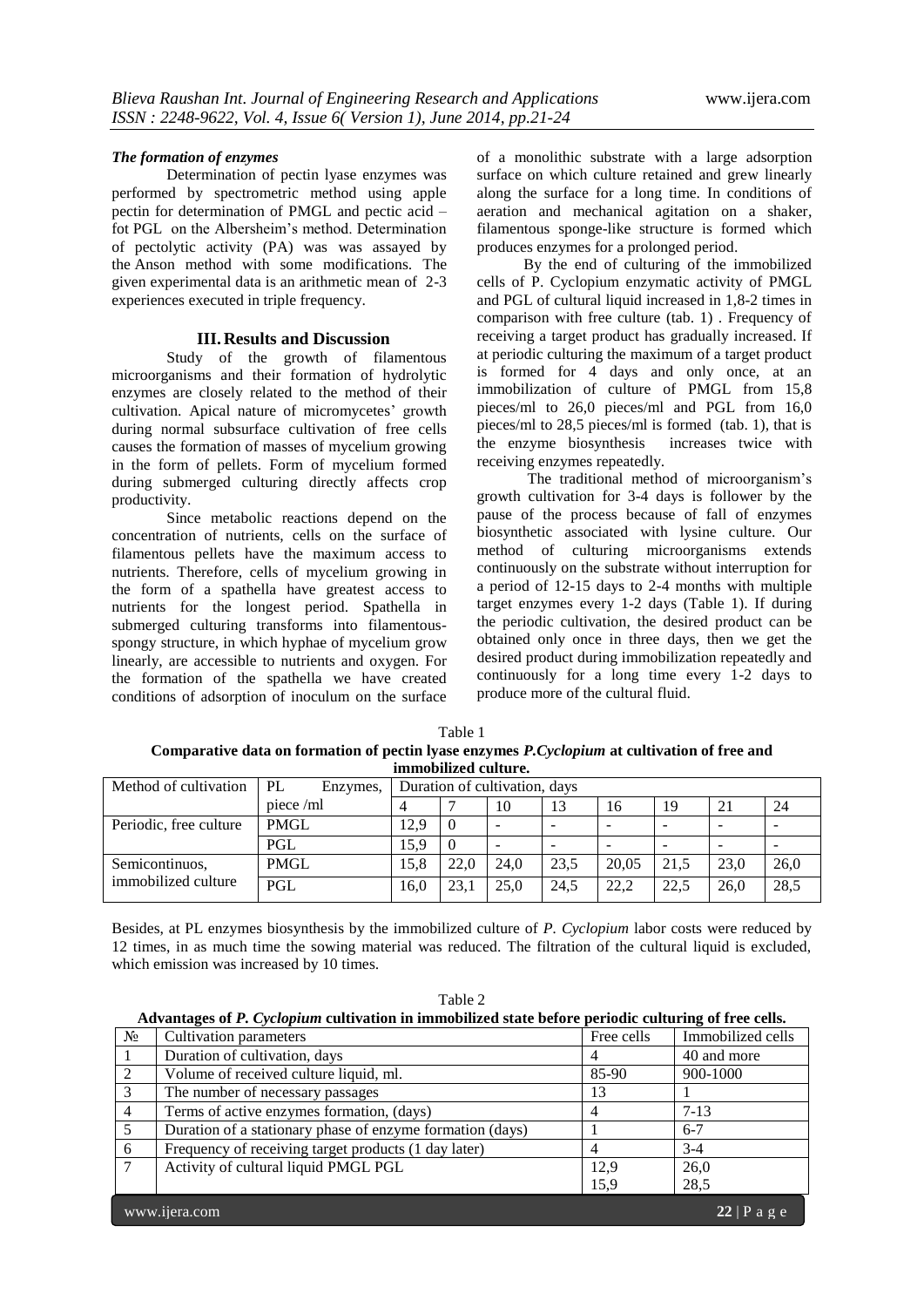### *The formation of enzymes*

Determination of pectin lyase enzymes was performed by spectrometric method using apple pectin for determination of PMGL and pectic acid – fot PGL on the Albersheim's method. Determination of pectolytic activity (PA) was was assayed by the Anson method with some modifications. The given experimental data is an arithmetic mean of 2-3 experiences executed in triple frequency.

## III. Results and Discussion

Study of the growth of filamentous microorganisms and their formation of hydrolytic enzymes are closely related to the method of their cultivation. Apical nature of micromycetes' growth during normal subsurface cultivation of free cells causes the formation of masses of mycelium growing in the form of pellets. Form of mycelium formed during submerged culturing directly affects crop productivity.

Since metabolic reactions depend on the concentration of nutrients, cells on the surface of filamentous pellets have the maximum access to nutrients. Therefore, cells of mycelium growing in the form of a spathella have greatest access to nutrients for the longest period. Spathella in submerged culturing transforms into filamentous-spongy structure, in which hyphae of mycelium grow linearly, are accessible to nutrients and oxygen. For the formation of the spathella we have created conditions of adsorption of inoculum on the surface of a monolithic substrate with a large adsorption surface on which culture retained and grew linearly along the surface for a long time. In conditions of aeration and mechanical agitation on a shaker, filamentous sponge-like structure is formed which produces enzymes for a prolonged period.

By the end of culturing of the immobilized cells of P. Cyclopium enzymatic activity of PMGL and PGL of cultural liquid increased in 1,8-2 times in comparison with free culture (tab. 1) . Frequency of receiving a target product has gradually increased. If at periodic culturing the maximum of a target product is formed for 4 days and only once, at an immobilization of culture of PMGL from 15,8 pieces/ml to 26,0 pieces/ml and PGL from 16,0 pieces/ml to 28,5 pieces/ml is formed (tab. 1), that is the enzyme biosynthesis increases twice with receiving enzymes repeatedly.

The traditional method of microorganism's growth cultivation for 3-4 days is follower by the pause of the process because of fall of enzymes biosynthetic associated with lysine culture. Our method of culturing microorganisms extends continuously on the substrate without interruption for a period of 12-15 days to 2-4 months with multiple target enzymes every 1-2 days (Table 1). If during the periodic cultivation, the desired product can be obtained only once in three days, then we get the desired product during immobilization repeatedly and continuously for a long time every 1-2 days to produce more of the cultural fluid.

Table 1

**Comparative data on formation of pectin lyase enzymes *P.Cyclopium* at cultivation of free and immobilized culture.**

| Method of cultivation | PL Enzymes, piece /ml | Duration of cultivation, days | | | | | | | |
|---|---|---|---|---|---|---|---|---|---|
| | | 4 | 7 | 10 | 13 | 16 | 19 | 21 | 24 |
| Periodic, free culture | PMGL | 12,9 | 0 | - | - | - | - | - | - |
| | PGL | 15,9 | 0 | - | - | - | - | - | - |
| Semicontinuos, immobilized culture | PMGL | 15,8 | 22,0 | 24,0 | 23,5 | 20,05 | 21,5 | 23,0 | 26,0 |
| | PGL | 16,0 | 23,1 | 25,0 | 24,5 | 22,2 | 22,5 | 26,0 | 28,5 |

Besides, at PL enzymes biosynthesis by the immobilized culture of *P. Cyclopium* labor costs were reduced by 12 times, in as much time the sowing material was reduced. The filtration of the cultural liquid is excluded, which emission was increased by 10 times.

Table 2

**Advantages of *P. Cyclopium* cultivation in immobilized state before periodic culturing of free cells.**

| № | Cultivation parameters | Free cells | Immobilized cells |
|---|---|---|---|
| 1 | Duration of cultivation, days | 4 | 40 and more |
| 2 | Volume of received culture liquid, ml. | 85-90 | 900-1000 |
| 3 | The number of necessary passages | 13 | 1 |
| 4 | Terms of active enzymes formation, (days) | 4 | 7-13 |
| 5 | Duration of a stationary phase of enzyme formation (days) | 1 | 6-7 |
| 6 | Frequency of receiving target products (1 day later) | 4 | 3-4 |
| 7 | Activity of cultural liquid PMGL PGL | 12,9<br>15,9 | 26,0<br>28,5 |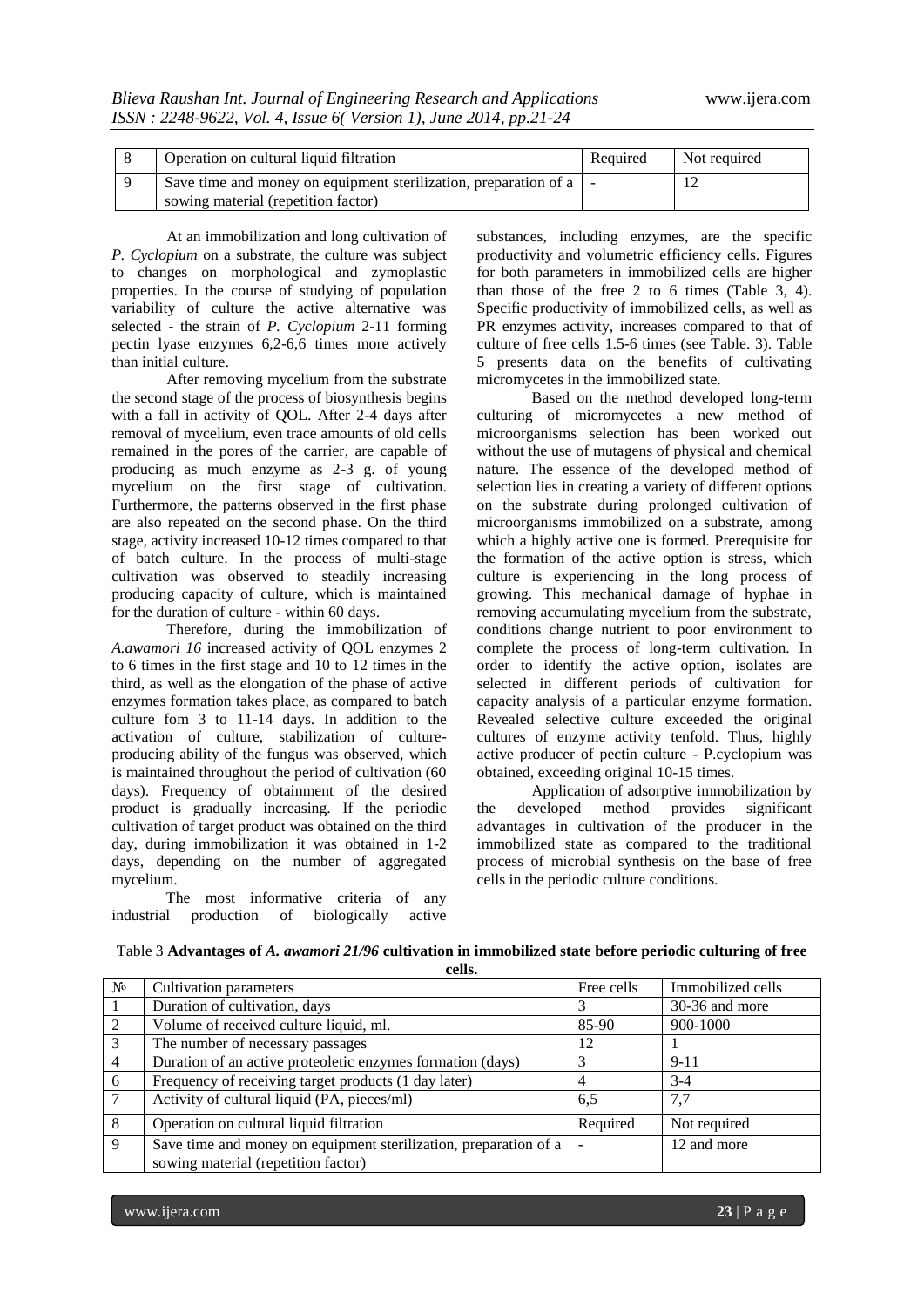| 8 | Operation on cultural liquid filtration | Required | Not required |
|---|---|---|---|
| 9 | Save time and money on equipment sterilization, preparation of a sowing material (repetition factor) | - | 12 |

At an immobilization and long cultivation of *P. Cyclopium* on a substrate, the culture was subject to changes on morphological and zymoplastic properties. In the course of studying of population variability of culture the active alternative was selected - the strain of *P. Cyclopium* 2-11 forming pectin lyase enzymes 6,2-6,6 times more actively than initial culture.

After removing mycelium from the substrate the second stage of the process of biosynthesis begins with a fall in activity of QOL. After 2-4 days after removal of mycelium, even trace amounts of old cells remained in the pores of the carrier, are capable of producing as much enzyme as 2-3 g. of young mycelium on the first stage of cultivation. Furthermore, the patterns observed in the first phase are also repeated on the second phase. On the third stage, activity increased 10-12 times compared to that of batch culture. In the process of multi-stage cultivation was observed to steadily increasing producing capacity of culture, which is maintained for the duration of culture - within 60 days.

Therefore, during the immobilization of *A.awamori 16* increased activity of QOL enzymes 2 to 6 times in the first stage and 10 to 12 times in the third, as well as the elongation of the phase of active enzymes formation takes place, as compared to batch culture fom 3 to 11-14 days. In addition to the activation of culture, stabilization of culture-producing ability of the fungus was observed, which is maintained throughout the period of cultivation (60 days). Frequency of obtainment of the desired product is gradually increasing. If the periodic cultivation of target product was obtained on the third day, during immobilization it was obtained in 1-2 days, depending on the number of aggregated mycelium.

The most informative criteria of any industrial production of biologically active substances, including enzymes, are the specific productivity and volumetric efficiency cells. Figures for both parameters in immobilized cells are higher than those of the free 2 to 6 times (Table 3, 4). Specific productivity of immobilized cells, as well as PR enzymes activity, increases compared to that of culture of free cells 1.5-6 times (see Table. 3). Table 5 presents data on the benefits of cultivating micromycetes in the immobilized state.

Based on the method developed long-term culturing of micromycetes a new method of microorganisms selection has been worked out without the use of mutagens of physical and chemical nature. The essence of the developed method of selection lies in creating a variety of different options on the substrate during prolonged cultivation of microorganisms immobilized on a substrate, among which a highly active one is formed. Prerequisite for the formation of the active option is stress, which culture is experiencing in the long process of growing. This mechanical damage of hyphae in removing accumulating mycelium from the substrate, conditions change nutrient to poor environment to complete the process of long-term cultivation. In order to identify the active option, isolates are selected in different periods of cultivation for capacity analysis of a particular enzyme formation. Revealed selective culture exceeded the original cultures of enzyme activity tenfold. Thus, highly active producer of pectin culture - P.cyclopium was obtained, exceeding original 10-15 times.

Application of adsorptive immobilization by the developed method provides significant advantages in cultivation of the producer in the immobilized state as compared to the traditional process of microbial synthesis on the base of free cells in the periodic culture conditions.

Table 3 **Advantages of *A. awamori 21/96* cultivation in immobilized state before periodic culturing of free cells.**

| № | Cultivation parameters | Free cells | Immobilized cells |
|---|---|---|---|
| 1 | Duration of cultivation, days | 3 | 30-36 and more |
| 2 | Volume of received culture liquid, ml. | 85-90 | 900-1000 |
| 3 | The number of necessary passages | 12 | 1 |
| 4 | Duration of an active proteoletic enzymes formation (days) | 3 | 9-11 |
| 6 | Frequency of receiving target products (1 day later) | 4 | 3-4 |
| 7 | Activity of cultural liquid (PA, pieces/ml) | 6,5 | 7,7 |
| 8 | Operation on cultural liquid filtration | Required | Not required |
| 9 | Save time and money on equipment sterilization, preparation of a sowing material (repetition factor) | - | 12 and more |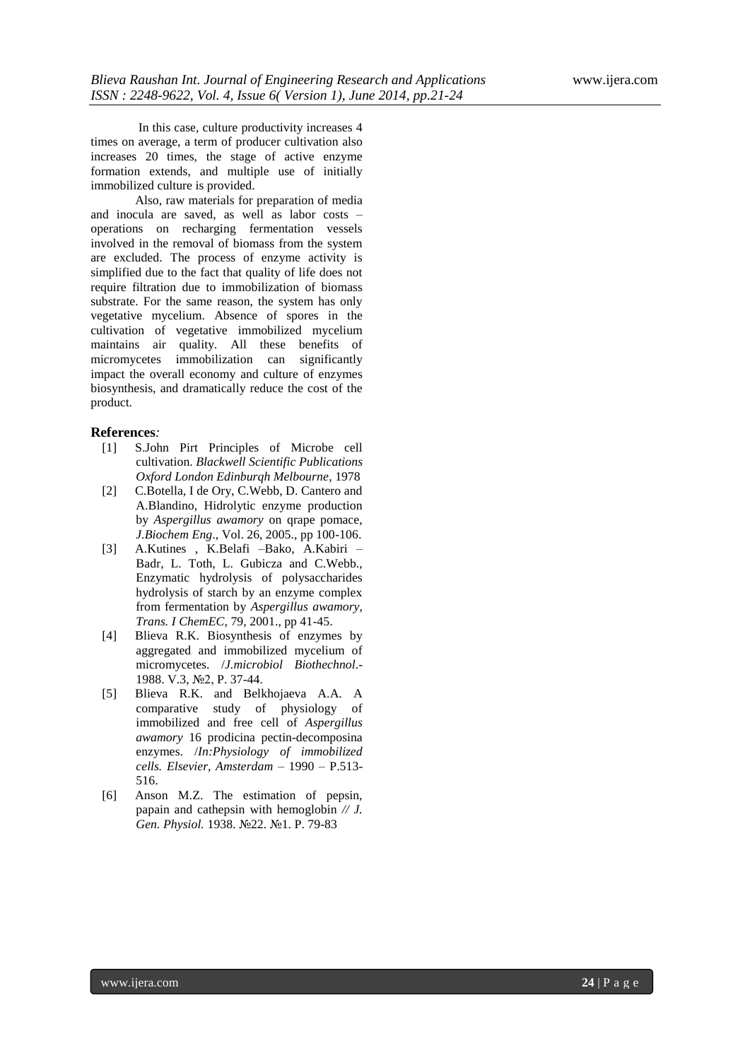In this case, culture productivity increases 4 times on average, a term of producer cultivation also increases 20 times, the stage of active enzyme formation extends, and multiple use of initially immobilized culture is provided.

Also, raw materials for preparation of media and inocula are saved, as well as labor costs – operations on recharging fermentation vessels involved in the removal of biomass from the system are excluded. The process of enzyme activity is simplified due to the fact that quality of life does not require filtration due to immobilization of biomass substrate. For the same reason, the system has only vegetative mycelium. Absence of spores in the cultivation of vegetative immobilized mycelium maintains air quality. All these benefits of micromycetes immobilization can significantly impact the overall economy and culture of enzymes biosynthesis, and dramatically reduce the cost of the product.

## References*:*

[1] S.John Pirt Principles of Microbe cell cultivation. *Blackwell Scientific Publications Oxford London Edinburqh Melbourne*, 1978

[2] C.Botella, I de Ory, C.Webb, D. Cantero and A.Blandino, Hidrolytic enzyme production by *Aspergillus awamory* on qrape pomace, *J.Biochem Eng*., Vol. 26, 2005., pp 100-106.

[3] A.Kutines , K.Belafi –Bako, A.Kabiri – Badr, L. Toth, L. Gubicza and C.Webb., Enzymatic hydrolysis of polysaccharides hydrolysis of starch by an enzyme complex from fermentation by *Aspergillus awamory*, *Trans. I ChemEC*, 79, 2001., pp 41-45.

[4] Blieva R.K. Biosynthesis of enzymes by aggregated and immobilized mycelium of micromycetes. /*J.microbiol Biothechnol*.- 1988. V.3, №2, P. 37-44.

[5] Blieva R.K. and Belkhojaeva A.A. A comparative study of physiology of immobilized and free cell of *Aspergillus awamory* 16 prodicina pectin-decomposina enzymes. /*In:Physiology of immobilized cells. Elsevier, Amsterdam* – 1990 – P.513-516.

[6] Anson M.Z. The estimation of pepsin, papain and cathepsin with hemoglobin *// J. Gen. Physiol.* 1938. №22. №1. P. 79-83